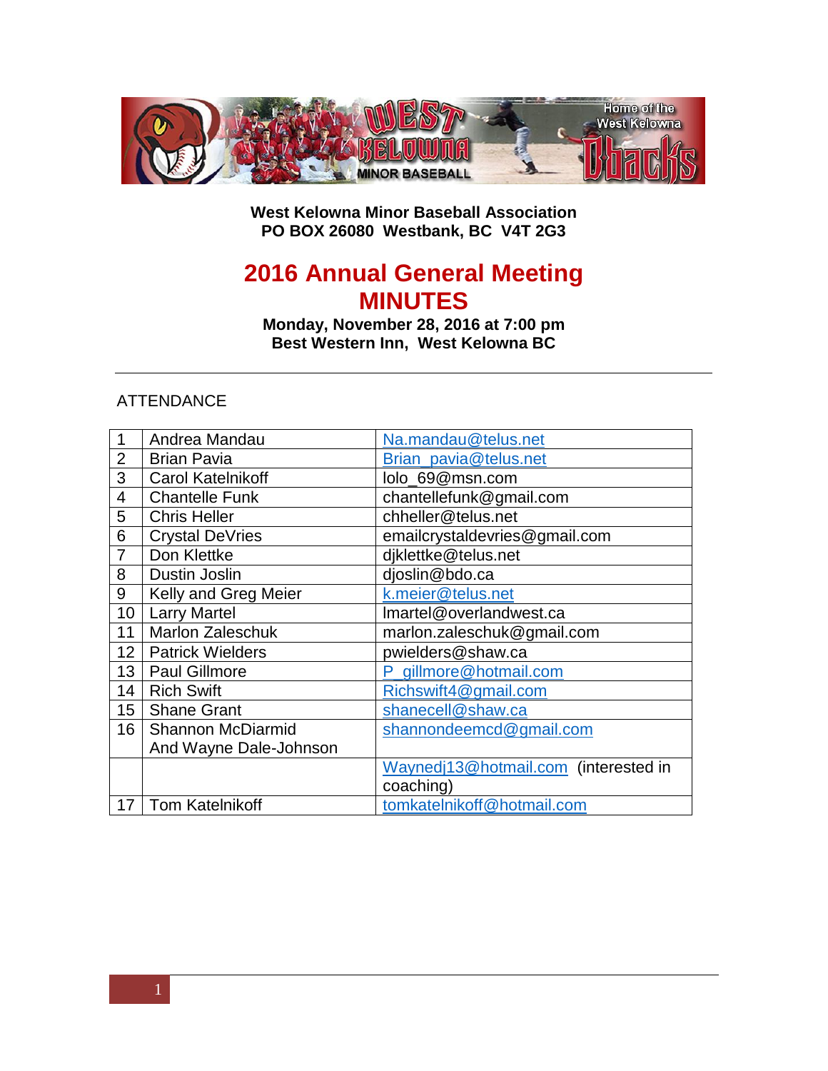**West Kelowna Minor Baseball Association**
**PO BOX 26080 Westbank, BC V4T 2G3**

# 2016 Annual General Meeting
# MINUTES

**Monday, November 28, 2016 at 7:00 pm**
**Best Western Inn, West Kelowna BC**

---

ATTENDANCE

| | | |
|---|---|---|
| 1 | Andrea Mandau | Na.mandau@telus.net |
| 2 | Brian Pavia | Brian_pavia@telus.net |
| 3 | Carol Katelnikoff | lolo_69@msn.com |
| 4 | Chantelle Funk | chantellefunk@gmail.com |
| 5 | Chris Heller | chheller@telus.net |
| 6 | Crystal DeVries | emailcrystaldevries@gmail.com |
| 7 | Don Klettke | djklettke@telus.net |
| 8 | Dustin Joslin | djoslin@bdo.ca |
| 9 | Kelly and Greg Meier | k.meier@telus.net |
| 10 | Larry Martel | lmartel@overlandwest.ca |
| 11 | Marlon Zaleschuk | marlon.zaleschuk@gmail.com |
| 12 | Patrick Wielders | pwielders@shaw.ca |
| 13 | Paul Gillmore | P_gillmore@hotmail.com |
| 14 | Rich Swift | Richswift4@gmail.com |
| 15 | Shane Grant | shanecell@shaw.ca |
| 16 | Shannon McDiarmid And Wayne Dale-Johnson | shannondeemcd@gmail.com |
| | | Waynedj13@hotmail.com (interested in coaching) |
| 17 | Tom Katelnikoff | tomkatelnikoff@hotmail.com |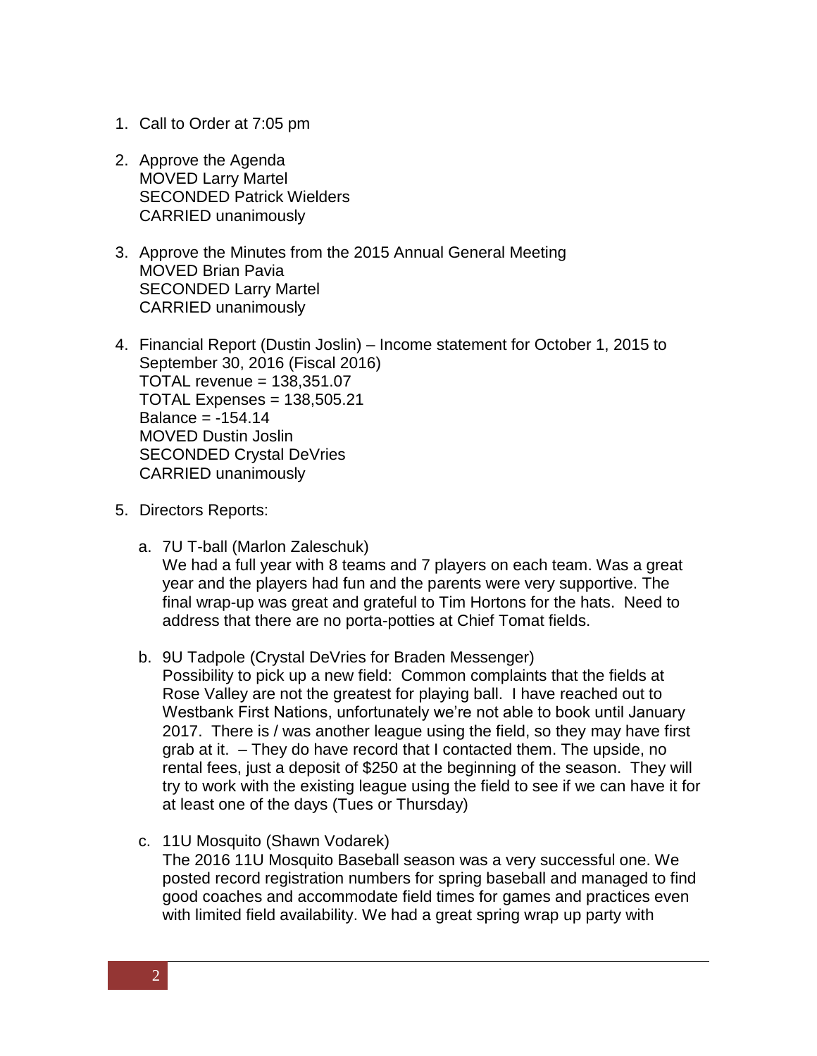1. Call to Order at 7:05 pm

2. Approve the Agenda
   MOVED Larry Martel
   SECONDED Patrick Wielders
   CARRIED unanimously

3. Approve the Minutes from the 2015 Annual General Meeting
   MOVED Brian Pavia
   SECONDED Larry Martel
   CARRIED unanimously

4. Financial Report (Dustin Joslin) – Income statement for October 1, 2015 to September 30, 2016 (Fiscal 2016)
   TOTAL revenue = 138,351.07
   TOTAL Expenses = 138,505.21
   Balance = -154.14
   MOVED Dustin Joslin
   SECONDED Crystal DeVries
   CARRIED unanimously

5. Directors Reports:

   a. 7U T-ball (Marlon Zaleschuk)
      We had a full year with 8 teams and 7 players on each team. Was a great year and the players had fun and the parents were very supportive. The final wrap-up was great and grateful to Tim Hortons for the hats. Need to address that there are no porta-potties at Chief Tomat fields.

   b. 9U Tadpole (Crystal DeVries for Braden Messenger)
      Possibility to pick up a new field: Common complaints that the fields at Rose Valley are not the greatest for playing ball. I have reached out to Westbank First Nations, unfortunately we're not able to book until January 2017. There is / was another league using the field, so they may have first grab at it. – They do have record that I contacted them. The upside, no rental fees, just a deposit of $250 at the beginning of the season. They will try to work with the existing league using the field to see if we can have it for at least one of the days (Tues or Thursday)

   c. 11U Mosquito (Shawn Vodarek)
      The 2016 11U Mosquito Baseball season was a very successful one. We posted record registration numbers for spring baseball and managed to find good coaches and accommodate field times for games and practices even with limited field availability. We had a great spring wrap up party with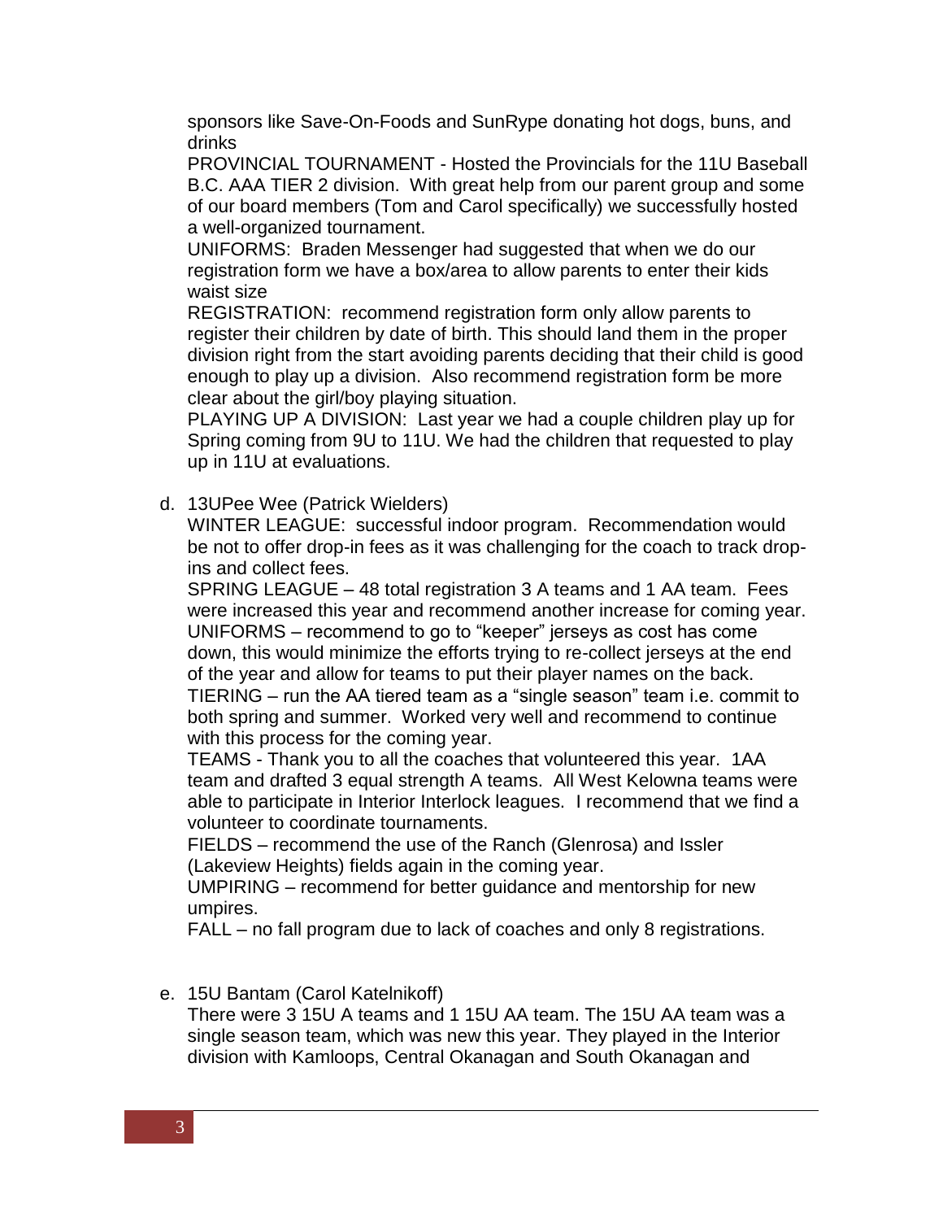sponsors like Save-On-Foods and SunRype donating hot dogs, buns, and drinks

PROVINCIAL TOURNAMENT - Hosted the Provincials for the 11U Baseball B.C. AAA TIER 2 division. With great help from our parent group and some of our board members (Tom and Carol specifically) we successfully hosted a well-organized tournament.

UNIFORMS: Braden Messenger had suggested that when we do our registration form we have a box/area to allow parents to enter their kids waist size

REGISTRATION: recommend registration form only allow parents to register their children by date of birth. This should land them in the proper division right from the start avoiding parents deciding that their child is good enough to play up a division. Also recommend registration form be more clear about the girl/boy playing situation.

PLAYING UP A DIVISION: Last year we had a couple children play up for Spring coming from 9U to 11U. We had the children that requested to play up in 11U at evaluations.

d. 13UPee Wee (Patrick Wielders)

WINTER LEAGUE: successful indoor program. Recommendation would be not to offer drop-in fees as it was challenging for the coach to track drop-ins and collect fees.

SPRING LEAGUE – 48 total registration 3 A teams and 1 AA team. Fees were increased this year and recommend another increase for coming year.

UNIFORMS – recommend to go to "keeper" jerseys as cost has come down, this would minimize the efforts trying to re-collect jerseys at the end of the year and allow for teams to put their player names on the back.

TIERING – run the AA tiered team as a "single season" team i.e. commit to both spring and summer. Worked very well and recommend to continue with this process for the coming year.

TEAMS - Thank you to all the coaches that volunteered this year. 1AA team and drafted 3 equal strength A teams. All West Kelowna teams were able to participate in Interior Interlock leagues. I recommend that we find a volunteer to coordinate tournaments.

FIELDS – recommend the use of the Ranch (Glenrosa) and Issler (Lakeview Heights) fields again in the coming year.

UMPIRING – recommend for better guidance and mentorship for new umpires.

FALL – no fall program due to lack of coaches and only 8 registrations.

e. 15U Bantam (Carol Katelnikoff)

There were 3 15U A teams and 1 15U AA team. The 15U AA team was a single season team, which was new this year. They played in the Interior division with Kamloops, Central Okanagan and South Okanagan and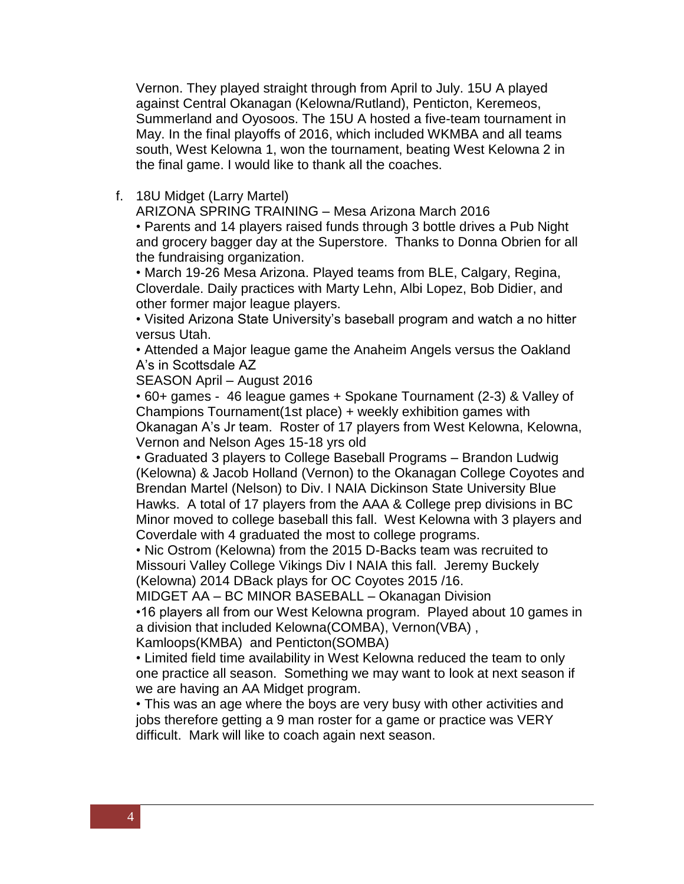Vernon. They played straight through from April to July. 15U A played against Central Okanagan (Kelowna/Rutland), Penticton, Keremeos, Summerland and Oyosoos. The 15U A hosted a five-team tournament in May. In the final playoffs of 2016, which included WKMBA and all teams south, West Kelowna 1, won the tournament, beating West Kelowna 2 in the final game. I would like to thank all the coaches.

f. 18U Midget (Larry Martel)

ARIZONA SPRING TRAINING – Mesa Arizona March 2016

• Parents and 14 players raised funds through 3 bottle drives a Pub Night and grocery bagger day at the Superstore. Thanks to Donna Obrien for all the fundraising organization.

• March 19-26 Mesa Arizona. Played teams from BLE, Calgary, Regina, Cloverdale. Daily practices with Marty Lehn, Albi Lopez, Bob Didier, and other former major league players.

• Visited Arizona State University's baseball program and watch a no hitter versus Utah.

• Attended a Major league game the Anaheim Angels versus the Oakland A's in Scottsdale AZ

SEASON April – August 2016

• 60+ games - 46 league games + Spokane Tournament (2-3) & Valley of Champions Tournament(1st place) + weekly exhibition games with Okanagan A's Jr team. Roster of 17 players from West Kelowna, Kelowna, Vernon and Nelson Ages 15-18 yrs old

• Graduated 3 players to College Baseball Programs – Brandon Ludwig (Kelowna) & Jacob Holland (Vernon) to the Okanagan College Coyotes and Brendan Martel (Nelson) to Div. I NAIA Dickinson State University Blue Hawks. A total of 17 players from the AAA & College prep divisions in BC Minor moved to college baseball this fall. West Kelowna with 3 players and Coverdale with 4 graduated the most to college programs.

• Nic Ostrom (Kelowna) from the 2015 D-Backs team was recruited to Missouri Valley College Vikings Div I NAIA this fall. Jeremy Buckely (Kelowna) 2014 DBack plays for OC Coyotes 2015 /16.

MIDGET AA – BC MINOR BASEBALL – Okanagan Division

•16 players all from our West Kelowna program. Played about 10 games in a division that included Kelowna(COMBA), Vernon(VBA) , Kamloops(KMBA) and Penticton(SOMBA)

• Limited field time availability in West Kelowna reduced the team to only one practice all season. Something we may want to look at next season if we are having an AA Midget program.

• This was an age where the boys are very busy with other activities and jobs therefore getting a 9 man roster for a game or practice was VERY difficult. Mark will like to coach again next season.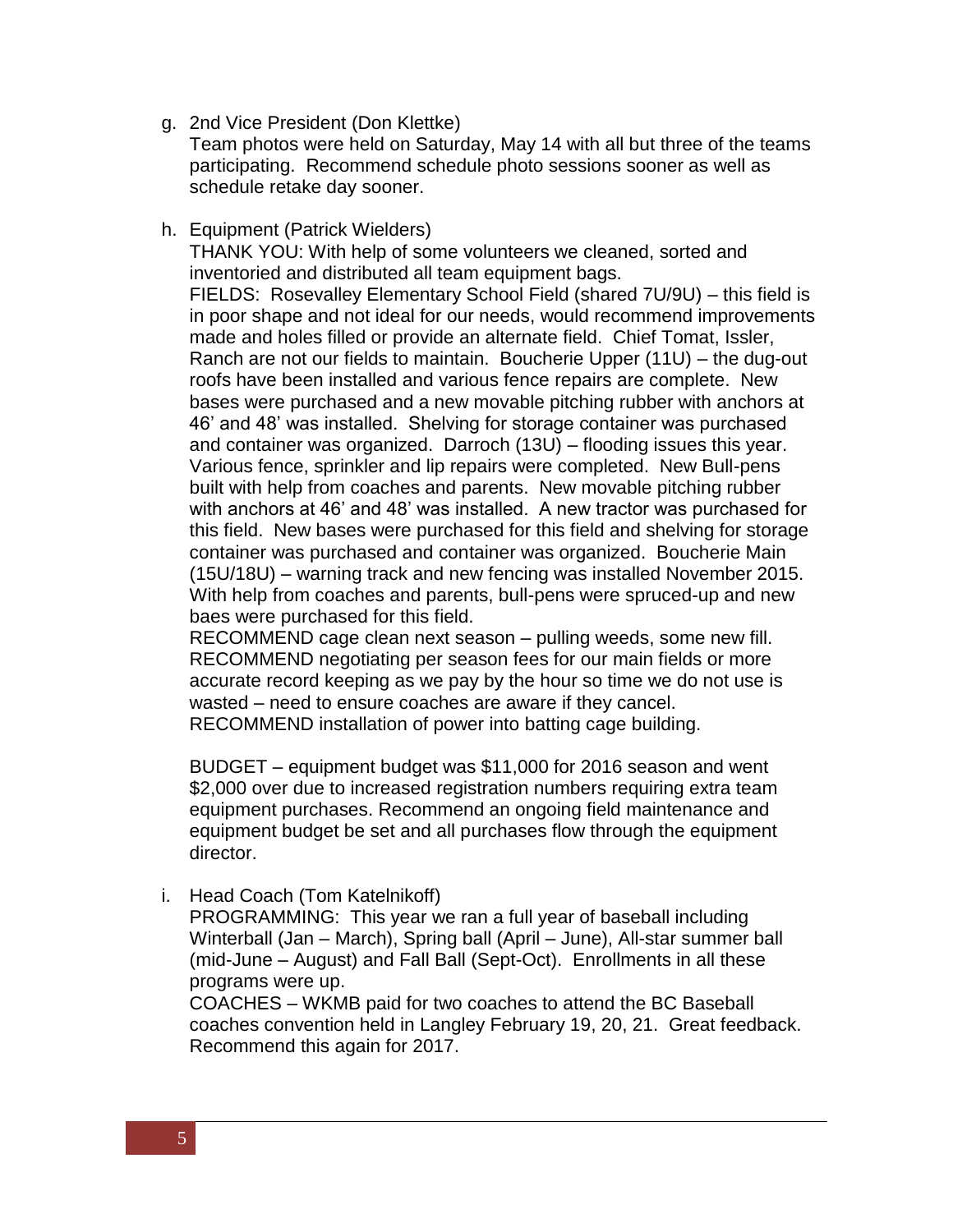g. 2nd Vice President (Don Klettke)
   Team photos were held on Saturday, May 14 with all but three of the teams participating. Recommend schedule photo sessions sooner as well as schedule retake day sooner.

h. Equipment (Patrick Wielders)
   THANK YOU: With help of some volunteers we cleaned, sorted and inventoried and distributed all team equipment bags.
   FIELDS: Rosevalley Elementary School Field (shared 7U/9U) – this field is in poor shape and not ideal for our needs, would recommend improvements made and holes filled or provide an alternate field. Chief Tomat, Issler, Ranch are not our fields to maintain. Boucherie Upper (11U) – the dug-out roofs have been installed and various fence repairs are complete. New bases were purchased and a new movable pitching rubber with anchors at 46' and 48' was installed. Shelving for storage container was purchased and container was organized. Darroch (13U) – flooding issues this year. Various fence, sprinkler and lip repairs were completed. New Bull-pens built with help from coaches and parents. New movable pitching rubber with anchors at 46' and 48' was installed. A new tractor was purchased for this field. New bases were purchased for this field and shelving for storage container was purchased and container was organized. Boucherie Main (15U/18U) – warning track and new fencing was installed November 2015. With help from coaches and parents, bull-pens were spruced-up and new baes were purchased for this field.
   RECOMMEND cage clean next season – pulling weeds, some new fill.
   RECOMMEND negotiating per season fees for our main fields or more accurate record keeping as we pay by the hour so time we do not use is wasted – need to ensure coaches are aware if they cancel.
   RECOMMEND installation of power into batting cage building.

   BUDGET – equipment budget was $11,000 for 2016 season and went $2,000 over due to increased registration numbers requiring extra team equipment purchases. Recommend an ongoing field maintenance and equipment budget be set and all purchases flow through the equipment director.

i. Head Coach (Tom Katelnikoff)
   PROGRAMMING: This year we ran a full year of baseball including Winterball (Jan – March), Spring ball (April – June), All-star summer ball (mid-June – August) and Fall Ball (Sept-Oct). Enrollments in all these programs were up.
   COACHES – WKMB paid for two coaches to attend the BC Baseball coaches convention held in Langley February 19, 20, 21. Great feedback. Recommend this again for 2017.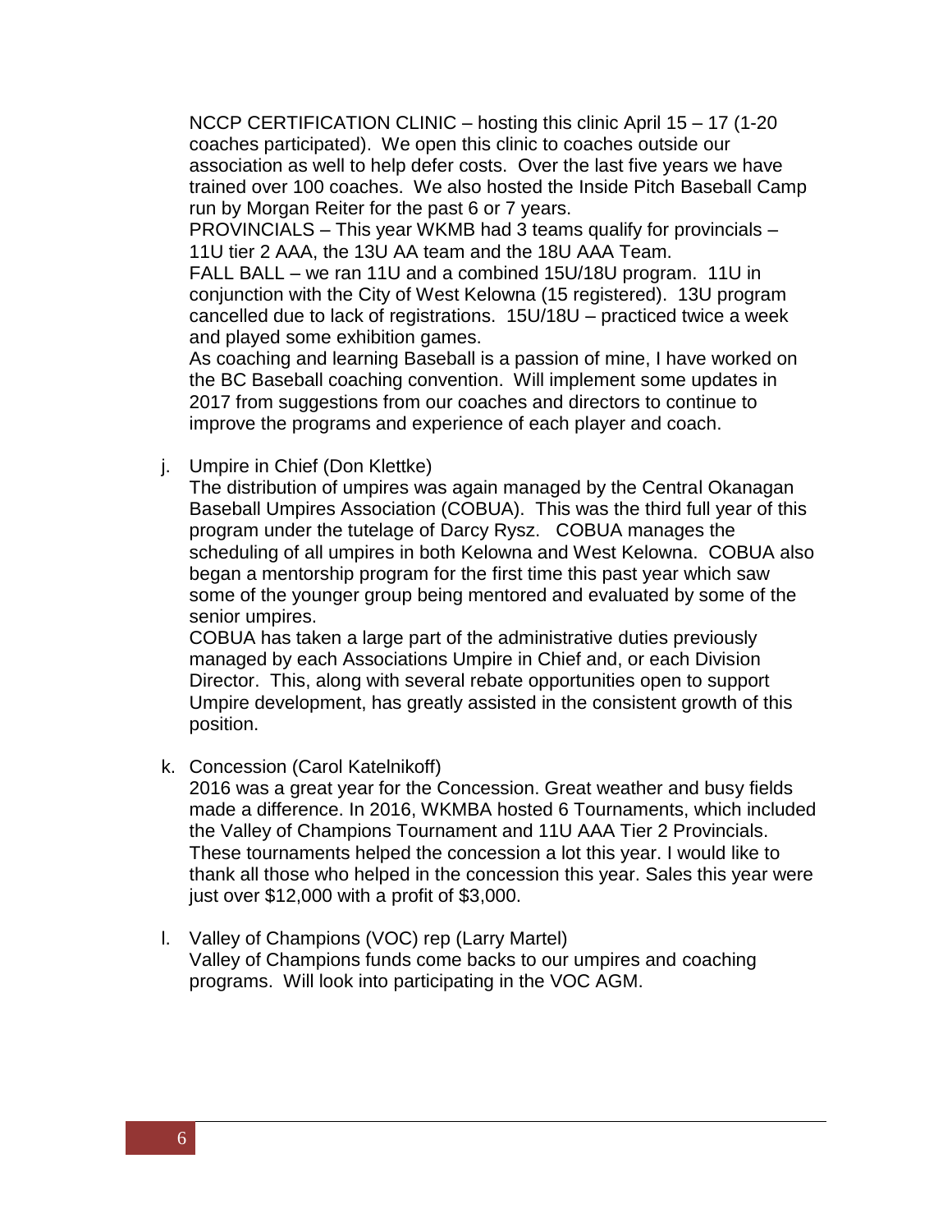NCCP CERTIFICATION CLINIC – hosting this clinic April 15 – 17 (1-20 coaches participated). We open this clinic to coaches outside our association as well to help defer costs. Over the last five years we have trained over 100 coaches. We also hosted the Inside Pitch Baseball Camp run by Morgan Reiter for the past 6 or 7 years.
PROVINCIALS – This year WKMB had 3 teams qualify for provincials – 11U tier 2 AAA, the 13U AA team and the 18U AAA Team.
FALL BALL – we ran 11U and a combined 15U/18U program. 11U in conjunction with the City of West Kelowna (15 registered). 13U program cancelled due to lack of registrations. 15U/18U – practiced twice a week and played some exhibition games.
As coaching and learning Baseball is a passion of mine, I have worked on the BC Baseball coaching convention. Will implement some updates in 2017 from suggestions from our coaches and directors to continue to improve the programs and experience of each player and coach.

j. Umpire in Chief (Don Klettke)
The distribution of umpires was again managed by the Central Okanagan Baseball Umpires Association (COBUA). This was the third full year of this program under the tutelage of Darcy Rysz. COBUA manages the scheduling of all umpires in both Kelowna and West Kelowna. COBUA also began a mentorship program for the first time this past year which saw some of the younger group being mentored and evaluated by some of the senior umpires.
COBUA has taken a large part of the administrative duties previously managed by each Associations Umpire in Chief and, or each Division Director. This, along with several rebate opportunities open to support Umpire development, has greatly assisted in the consistent growth of this position.

k. Concession (Carol Katelnikoff)
2016 was a great year for the Concession. Great weather and busy fields made a difference. In 2016, WKMBA hosted 6 Tournaments, which included the Valley of Champions Tournament and 11U AAA Tier 2 Provincials. These tournaments helped the concession a lot this year. I would like to thank all those who helped in the concession this year. Sales this year were just over $12,000 with a profit of $3,000.

l. Valley of Champions (VOC) rep (Larry Martel)
Valley of Champions funds come backs to our umpires and coaching programs. Will look into participating in the VOC AGM.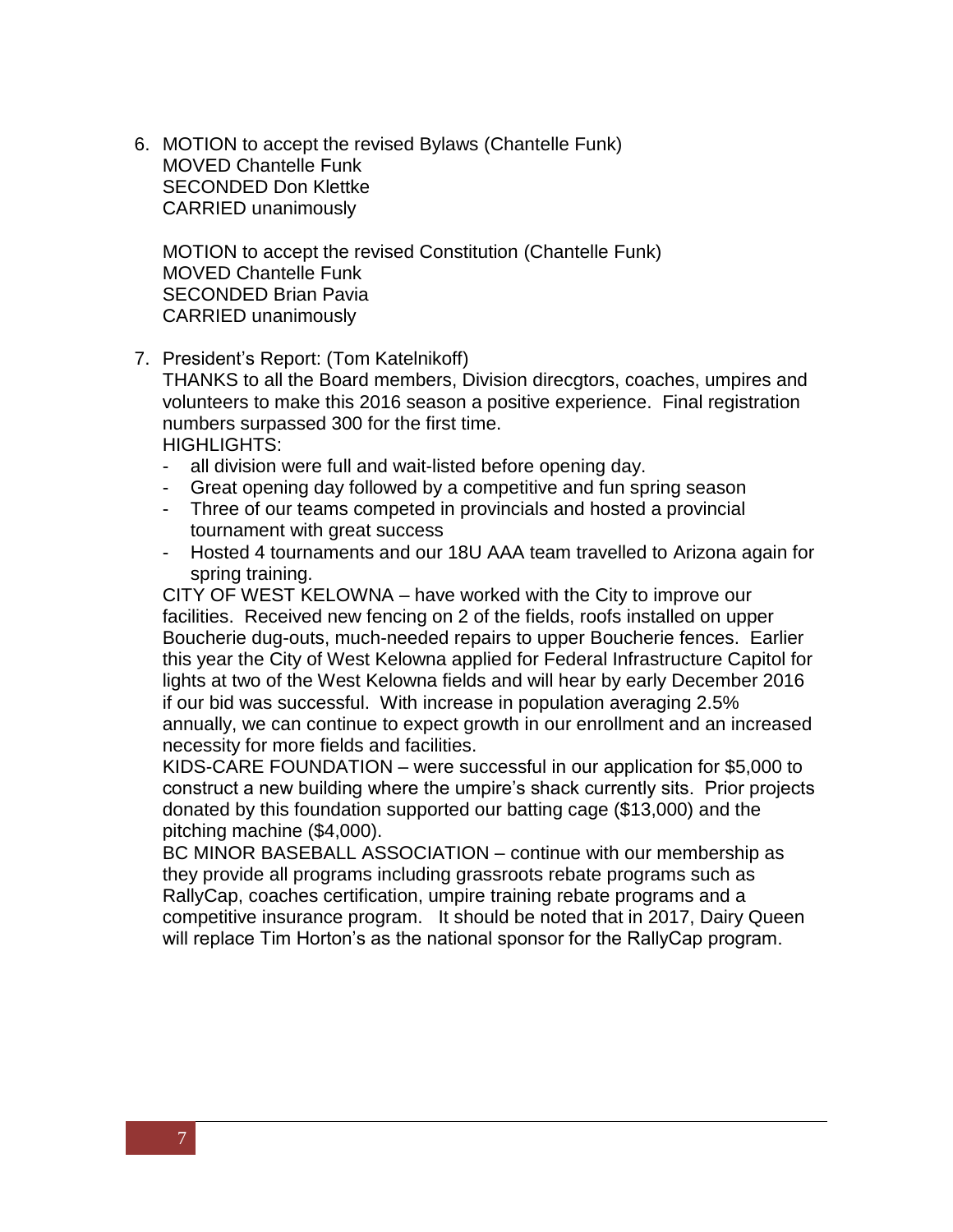6. MOTION to accept the revised Bylaws (Chantelle Funk)
   MOVED Chantelle Funk
   SECONDED Don Klettke
   CARRIED unanimously

   MOTION to accept the revised Constitution (Chantelle Funk)
   MOVED Chantelle Funk
   SECONDED Brian Pavia
   CARRIED unanimously

7. President's Report: (Tom Katelnikoff)
   THANKS to all the Board members, Division direcgtors, coaches, umpires and volunteers to make this 2016 season a positive experience. Final registration numbers surpassed 300 for the first time.
   HIGHLIGHTS:
   - all division were full and wait-listed before opening day.
   - Great opening day followed by a competitive and fun spring season
   - Three of our teams competed in provincials and hosted a provincial tournament with great success
   - Hosted 4 tournaments and our 18U AAA team travelled to Arizona again for spring training.

   CITY OF WEST KELOWNA – have worked with the City to improve our facilities. Received new fencing on 2 of the fields, roofs installed on upper Boucherie dug-outs, much-needed repairs to upper Boucherie fences. Earlier this year the City of West Kelowna applied for Federal Infrastructure Capitol for lights at two of the West Kelowna fields and will hear by early December 2016 if our bid was successful. With increase in population averaging 2.5% annually, we can continue to expect growth in our enrollment and an increased necessity for more fields and facilities.
   KIDS-CARE FOUNDATION – were successful in our application for $5,000 to construct a new building where the umpire's shack currently sits. Prior projects donated by this foundation supported our batting cage ($13,000) and the pitching machine ($4,000).
   BC MINOR BASEBALL ASSOCIATION – continue with our membership as they provide all programs including grassroots rebate programs such as RallyCap, coaches certification, umpire training rebate programs and a competitive insurance program. It should be noted that in 2017, Dairy Queen will replace Tim Horton's as the national sponsor for the RallyCap program.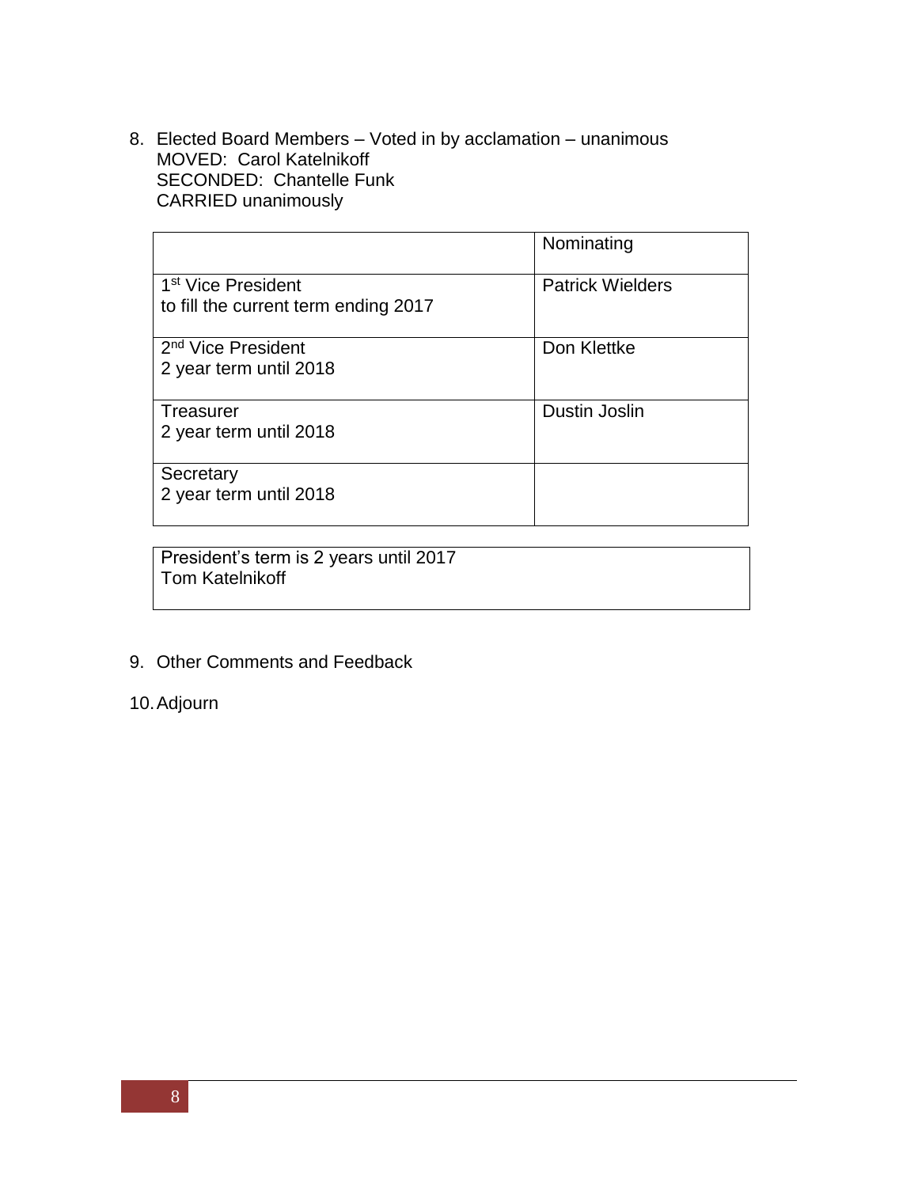8. Elected Board Members – Voted in by acclamation – unanimous
   MOVED: Carol Katelnikoff
   SECONDED: Chantelle Funk
   CARRIED unanimously

| | Nominating |
|---|---|
| 1st Vice President<br>to fill the current term ending 2017 | Patrick Wielders |
| 2nd Vice President<br>2 year term until 2018 | Don Klettke |
| Treasurer<br>2 year term until 2018 | Dustin Joslin |
| Secretary<br>2 year term until 2018 | |

| |
|---|
| President's term is 2 years until 2017<br>Tom Katelnikoff |

9. Other Comments and Feedback

10. Adjourn